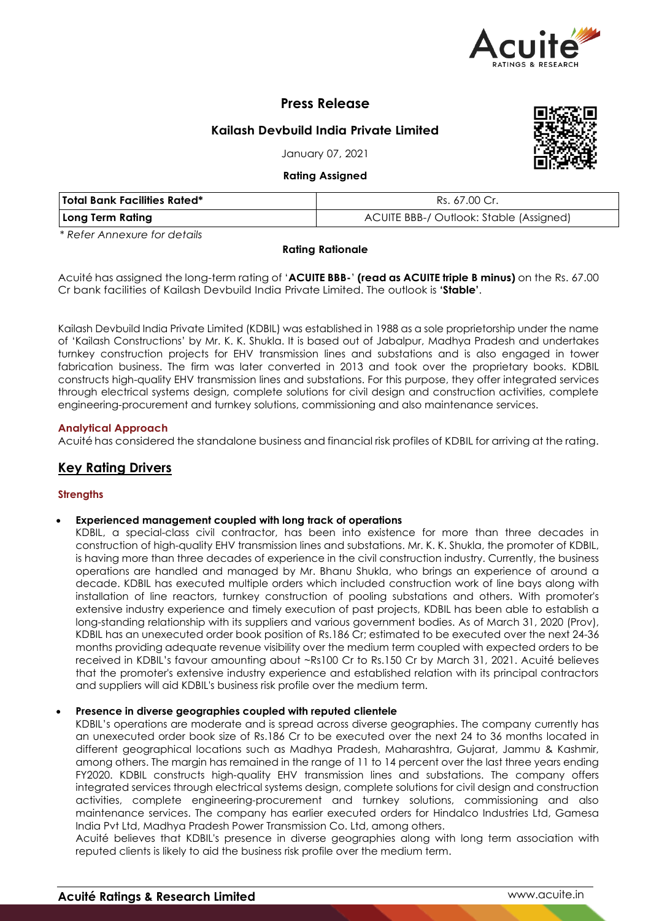# Press Release

## Kailash Devbuild India Private Limited

January 07, 2021

**Rating Assigned**

| **Total Bank Facilities Rated*** | Rs. 67.00 Cr. |
|---|---|
| **Long Term Rating** | ACUITE BBB-/ Outlook: Stable (Assigned) |

*\* Refer Annexure for details*

**Rating Rationale**

Acuité has assigned the long-term rating of '**ACUITE BBB-**' **(read as ACUITE triple B minus)** on the Rs. 67.00 Cr bank facilities of Kailash Devbuild India Private Limited. The outlook is **'Stable'**.

Kailash Devbuild India Private Limited (KDBIL) was established in 1988 as a sole proprietorship under the name of 'Kailash Constructions' by Mr. K. K. Shukla. It is based out of Jabalpur, Madhya Pradesh and undertakes turnkey construction projects for EHV transmission lines and substations and is also engaged in tower fabrication business. The firm was later converted in 2013 and took over the proprietary books. KDBIL constructs high-quality EHV transmission lines and substations. For this purpose, they offer integrated services through electrical systems design, complete solutions for civil design and construction activities, complete engineering-procurement and turnkey solutions, commissioning and also maintenance services.

### Analytical Approach

Acuité has considered the standalone business and financial risk profiles of KDBIL for arriving at the rating.

## Key Rating Drivers

### Strengths

- **Experienced management coupled with long track of operations**
  KDBIL, a special-class civil contractor, has been into existence for more than three decades in construction of high-quality EHV transmission lines and substations. Mr. K. K. Shukla, the promoter of KDBIL, is having more than three decades of experience in the civil construction industry. Currently, the business operations are handled and managed by Mr. Bhanu Shukla, who brings an experience of around a decade. KDBIL has executed multiple orders which included construction work of line bays along with installation of line reactors, turnkey construction of pooling substations and others. With promoter's extensive industry experience and timely execution of past projects, KDBIL has been able to establish a long-standing relationship with its suppliers and various government bodies. As of March 31, 2020 (Prov), KDBIL has an unexecuted order book position of Rs.186 Cr; estimated to be executed over the next 24-36 months providing adequate revenue visibility over the medium term coupled with expected orders to be received in KDBIL's favour amounting about ~Rs100 Cr to Rs.150 Cr by March 31, 2021. Acuité believes that the promoter's extensive industry experience and established relation with its principal contractors and suppliers will aid KDBIL's business risk profile over the medium term.

- **Presence in diverse geographies coupled with reputed clientele**
  KDBIL's operations are moderate and is spread across diverse geographies. The company currently has an unexecuted order book size of Rs.186 Cr to be executed over the next 24 to 36 months located in different geographical locations such as Madhya Pradesh, Maharashtra, Gujarat, Jammu & Kashmir, among others. The margin has remained in the range of 11 to 14 percent over the last three years ending FY2020. KDBIL constructs high-quality EHV transmission lines and substations. The company offers integrated services through electrical systems design, complete solutions for civil design and construction activities, complete engineering-procurement and turnkey solutions, commissioning and also maintenance services. The company has earlier executed orders for Hindalco Industries Ltd, Gamesa India Pvt Ltd, Madhya Pradesh Power Transmission Co. Ltd, among others.
  Acuité believes that KDBIL's presence in diverse geographies along with long term association with reputed clients is likely to aid the business risk profile over the medium term.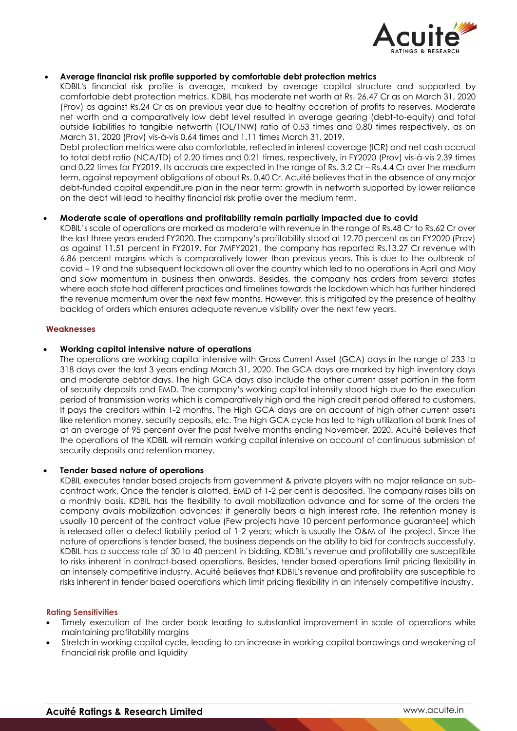- **Average financial risk profile supported by comfortable debt protection metrics**

  KDBIL's financial risk profile is average, marked by average capital structure and supported by comfortable debt protection metrics. KDBIL has moderate net worth at Rs. 26.47 Cr as on March 31, 2020 (Prov) as against Rs.24 Cr as on previous year due to healthy accretion of profits to reserves. Moderate net worth and a comparatively low debt level resulted in average gearing (debt-to-equity) and total outside liabilities to tangible networth (TOL/TNW) ratio of 0.53 times and 0.80 times respectively, as on March 31, 2020 (Prov) vis-à-vis 0.64 times and 1.11 times March 31, 2019.

  Debt protection metrics were also comfortable, reflected in interest coverage (ICR) and net cash accrual to total debt ratio (NCA/TD) of 2.20 times and 0.21 times, respectively, in FY2020 (Prov) vis-à-vis 2.39 times and 0.22 times for FY2019. Its accruals are expected in the range of Rs. 3.2 Cr – Rs.4.4 Cr over the medium term, against repayment obligations of about Rs. 0.40 Cr. Acuité believes that in the absence of any major debt-funded capital expenditure plan in the near term; growth in networth supported by lower reliance on the debt will lead to healthy financial risk profile over the medium term.

- **Moderate scale of operations and profitability remain partially impacted due to covid**

  KDBIL's scale of operations are marked as moderate with revenue in the range of Rs.48 Cr to Rs.62 Cr over the last three years ended FY2020. The company's profitability stood at 12.70 percent as on FY2020 (Prov) as against 11.51 percent in FY2019. For 7MFY2021, the company has reported Rs.13.27 Cr revenue with 6.86 percent margins which is comparatively lower than previous years. This is due to the outbreak of covid – 19 and the subsequent lockdown all over the country which led to no operations in April and May and slow momentum in business then onwards. Besides, the company has orders from several states where each state had different practices and timelines towards the lockdown which has further hindered the revenue momentum over the next few months. However, this is mitigated by the presence of healthy backlog of orders which ensures adequate revenue visibility over the next few years.

## Weaknesses

- **Working capital intensive nature of operations**

  The operations are working capital intensive with Gross Current Asset (GCA) days in the range of 233 to 318 days over the last 3 years ending March 31, 2020. The GCA days are marked by high inventory days and moderate debtor days. The high GCA days also include the other current asset portion in the form of security deposits and EMD. The company's working capital intensity stood high due to the execution period of transmission works which is comparatively high and the high credit period offered to customers. It pays the creditors within 1-2 months. The High GCA days are on account of high other current assets like retention money, security deposits, etc. The high GCA cycle has led to high utilization of bank lines of at an average of 95 percent over the past twelve months ending November, 2020. Acuité believes that the operations of the KDBIL will remain working capital intensive on account of continuous submission of security deposits and retention money.

- **Tender based nature of operations**

  KDBIL executes tender based projects from government & private players with no major reliance on sub-contract work. Once the tender is allotted, EMD of 1-2 per cent is deposited. The company raises bills on a monthly basis. KDBIL has the flexibility to avail mobilization advance and for some of the orders the company avails mobilization advances; it generally bears a high interest rate. The retention money is usually 10 percent of the contract value (Few projects have 10 percent performance guarantee) which is released after a defect liability period of 1-2 years; which is usually the O&M of the project. Since the nature of operations is tender based, the business depends on the ability to bid for contracts successfully. KDBIL has a success rate of 30 to 40 percent in bidding. KDBIL's revenue and profitability are susceptible to risks inherent in contract-based operations. Besides, tender based operations limit pricing flexibility in an intensely competitive industry. Acuité believes that KDBIL's revenue and profitability are susceptible to risks inherent in tender based operations which limit pricing flexibility in an intensely competitive industry.

## Rating Sensitivities

- Timely execution of the order book leading to substantial improvement in scale of operations while maintaining profitability margins
- Stretch in working capital cycle, leading to an increase in working capital borrowings and weakening of financial risk profile and liquidity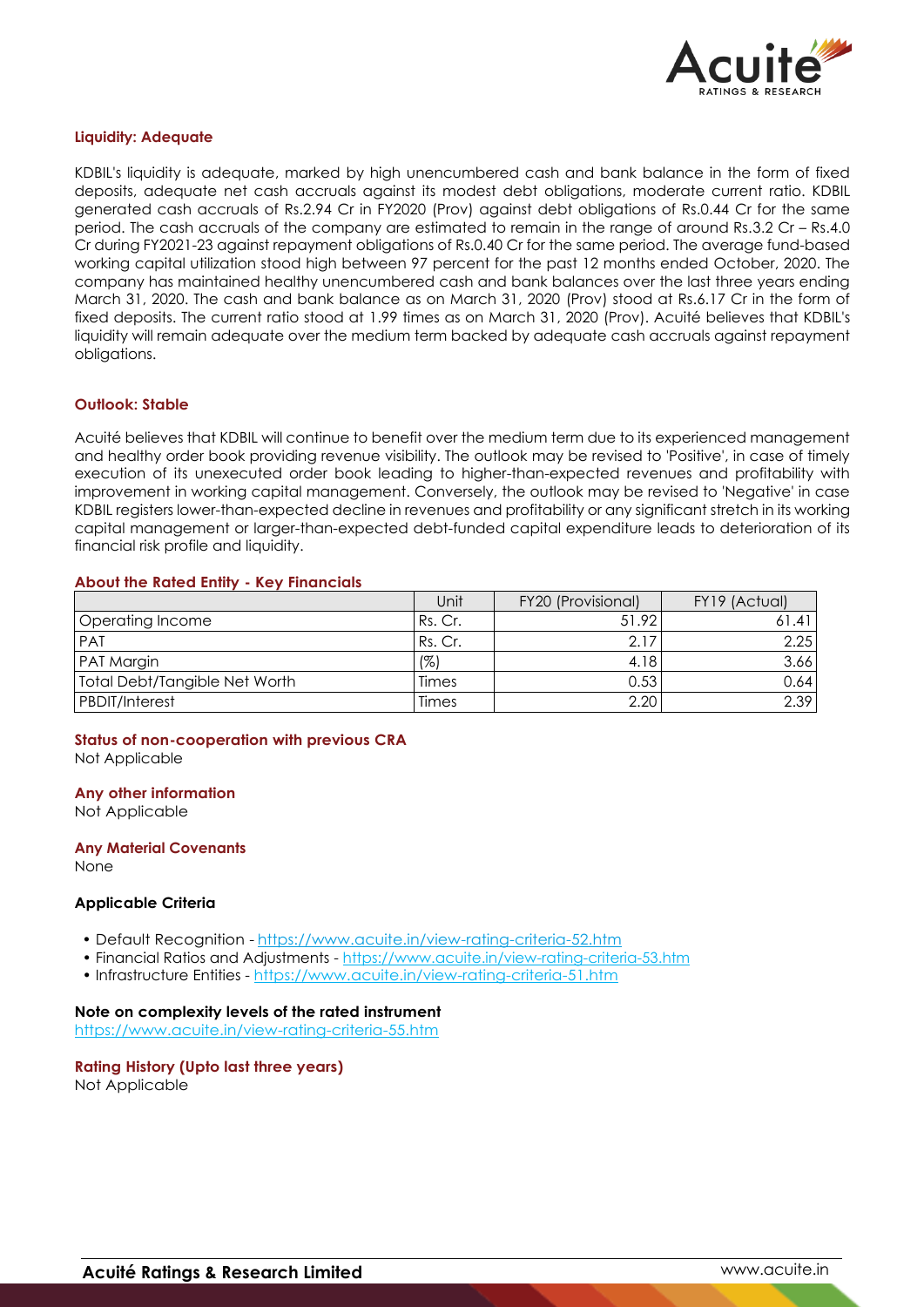### Liquidity: Adequate

KDBIL's liquidity is adequate, marked by high unencumbered cash and bank balance in the form of fixed deposits, adequate net cash accruals against its modest debt obligations, moderate current ratio. KDBIL generated cash accruals of Rs.2.94 Cr in FY2020 (Prov) against debt obligations of Rs.0.44 Cr for the same period. The cash accruals of the company are estimated to remain in the range of around Rs.3.2 Cr – Rs.4.0 Cr during FY2021-23 against repayment obligations of Rs.0.40 Cr for the same period. The average fund-based working capital utilization stood high between 97 percent for the past 12 months ended October, 2020. The company has maintained healthy unencumbered cash and bank balances over the last three years ending March 31, 2020. The cash and bank balance as on March 31, 2020 (Prov) stood at Rs.6.17 Cr in the form of fixed deposits. The current ratio stood at 1.99 times as on March 31, 2020 (Prov). Acuité believes that KDBIL's liquidity will remain adequate over the medium term backed by adequate cash accruals against repayment obligations.

### Outlook: Stable

Acuité believes that KDBIL will continue to benefit over the medium term due to its experienced management and healthy order book providing revenue visibility. The outlook may be revised to 'Positive', in case of timely execution of its unexecuted order book leading to higher-than-expected revenues and profitability with improvement in working capital management. Conversely, the outlook may be revised to 'Negative' in case KDBIL registers lower-than-expected decline in revenues and profitability or any significant stretch in its working capital management or larger-than-expected debt-funded capital expenditure leads to deterioration of its financial risk profile and liquidity.

### About the Rated Entity - Key Financials

| | Unit | FY20 (Provisional) | FY19 (Actual) |
|---|---|---|---|
| Operating Income | Rs. Cr. | 51.92 | 61.41 |
| PAT | Rs. Cr. | 2.17 | 2.25 |
| PAT Margin | (%) | 4.18 | 3.66 |
| Total Debt/Tangible Net Worth | Times | 0.53 | 0.64 |
| PBDIT/Interest | Times | 2.20 | 2.39 |

### Status of non-cooperation with previous CRA

Not Applicable

### Any other information

Not Applicable

### Any Material Covenants

None

### Applicable Criteria

- Default Recognition - https://www.acuite.in/view-rating-criteria-52.htm
- Financial Ratios and Adjustments - https://www.acuite.in/view-rating-criteria-53.htm
- Infrastructure Entities - https://www.acuite.in/view-rating-criteria-51.htm

### Note on complexity levels of the rated instrument

https://www.acuite.in/view-rating-criteria-55.htm

### Rating History (Upto last three years)

Not Applicable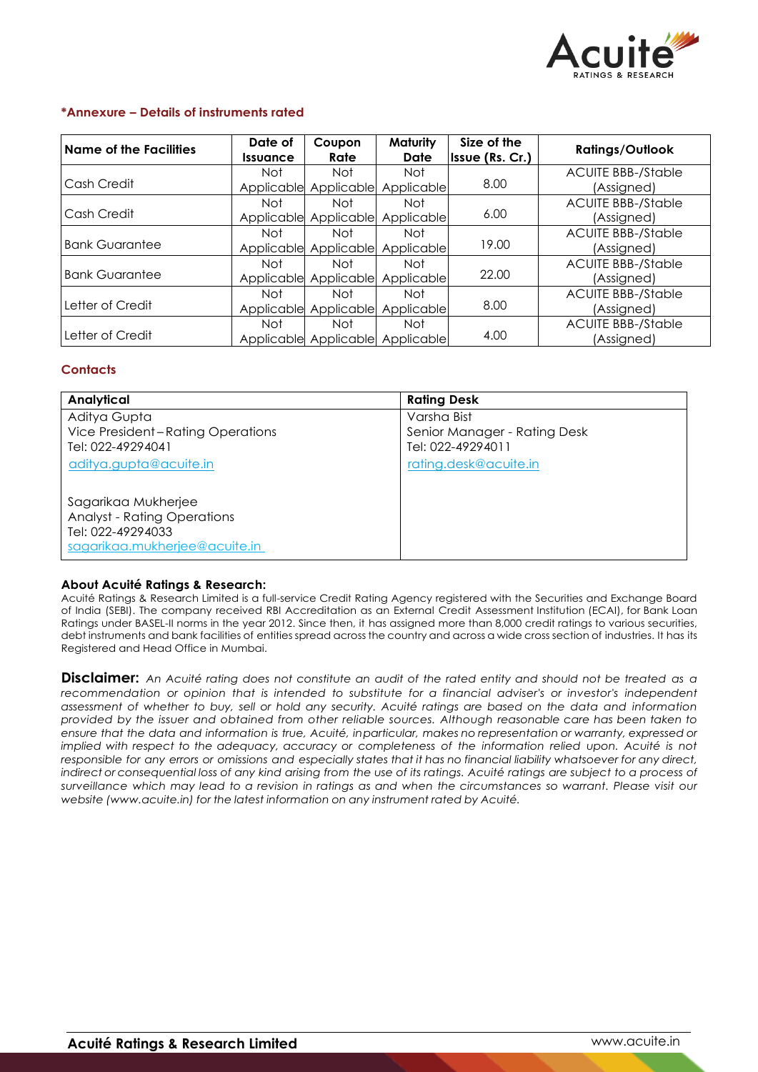### *Annexure – Details of instruments rated

| Name of the Facilities | Date of Issuance | Coupon Rate | Maturity Date | Size of the Issue (Rs. Cr.) | Ratings/Outlook |
|---|---|---|---|---|---|
| Cash Credit | Not Applicable | Not Applicable | Not Applicable | 8.00 | ACUITE BBB-/Stable (Assigned) |
| Cash Credit | Not Applicable | Not Applicable | Not Applicable | 6.00 | ACUITE BBB-/Stable (Assigned) |
| Bank Guarantee | Not Applicable | Not Applicable | Not Applicable | 19.00 | ACUITE BBB-/Stable (Assigned) |
| Bank Guarantee | Not Applicable | Not Applicable | Not Applicable | 22.00 | ACUITE BBB-/Stable (Assigned) |
| Letter of Credit | Not Applicable | Not Applicable | Not Applicable | 8.00 | ACUITE BBB-/Stable (Assigned) |
| Letter of Credit | Not Applicable | Not Applicable | Not Applicable | 4.00 | ACUITE BBB-/Stable (Assigned) |

### Contacts

| Analytical | Rating Desk |
|---|---|
| Aditya Gupta<br>Vice President – Rating Operations<br>Tel: 022-49294041<br>aditya.gupta@acuite.in<br><br>Sagarikaa Mukherjee<br>Analyst - Rating Operations<br>Tel: 022-49294033<br>sagarikaa.mukherjee@acuite.in | Varsha Bist<br>Senior Manager - Rating Desk<br>Tel: 022-49294011<br>rating.desk@acuite.in |

**About Acuité Ratings & Research:**

Acuité Ratings & Research Limited is a full-service Credit Rating Agency registered with the Securities and Exchange Board of India (SEBI). The company received RBI Accreditation as an External Credit Assessment Institution (ECAI), for Bank Loan Ratings under BASEL-II norms in the year 2012. Since then, it has assigned more than 8,000 credit ratings to various securities, debt instruments and bank facilities of entities spread across the country and across a wide cross section of industries. It has its Registered and Head Office in Mumbai.

**Disclaimer:** *An Acuité rating does not constitute an audit of the rated entity and should not be treated as a recommendation or opinion that is intended to substitute for a financial adviser's or investor's independent assessment of whether to buy, sell or hold any security. Acuité ratings are based on the data and information provided by the issuer and obtained from other reliable sources. Although reasonable care has been taken to ensure that the data and information is true, Acuité, inparticular, makes no representation or warranty, expressed or implied with respect to the adequacy, accuracy or completeness of the information relied upon. Acuité is not responsible for any errors or omissions and especially states that it has no financial liability whatsoever for any direct, indirect or consequential loss of any kind arising from the use of its ratings. Acuité ratings are subject to a process of surveillance which may lead to a revision in ratings as and when the circumstances so warrant. Please visit our website (www.acuite.in) for the latest information on any instrument rated by Acuité.*